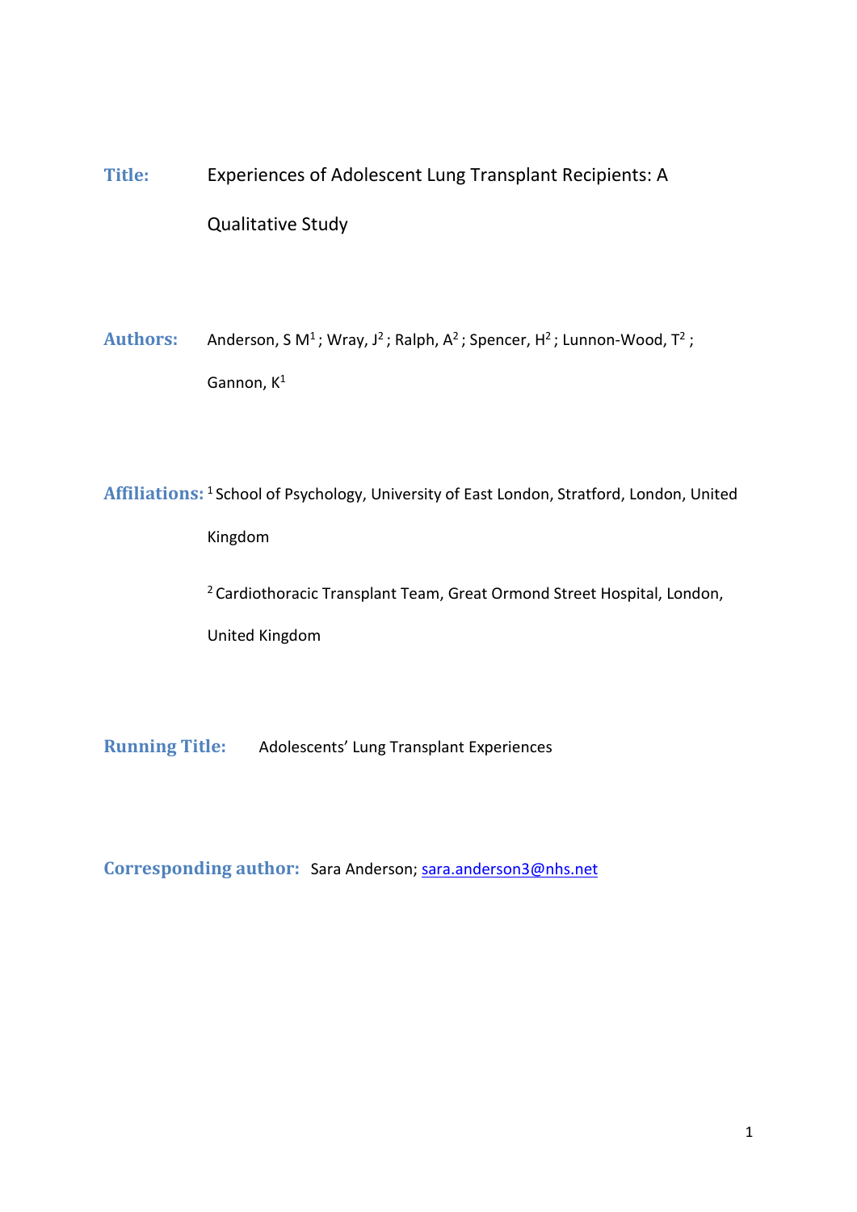**Title:** Experiences of Adolescent Lung Transplant Recipients: A Qualitative Study

**Authors:** Anderson, S M[1] ; Wray, J[2] ; Ralph, A[2] ; Spencer, H[2] ; Lunnon-Wood, T[2] ; Gannon, K[1]

**Affiliations:** [1] School of Psychology, University of East London, Stratford, London, United Kingdom

[2] Cardiothoracic Transplant Team, Great Ormond Street Hospital, London, United Kingdom

**Running Title:** Adolescents' Lung Transplant Experiences

**Corresponding author:** Sara Anderson; sara.anderson3@nhs.net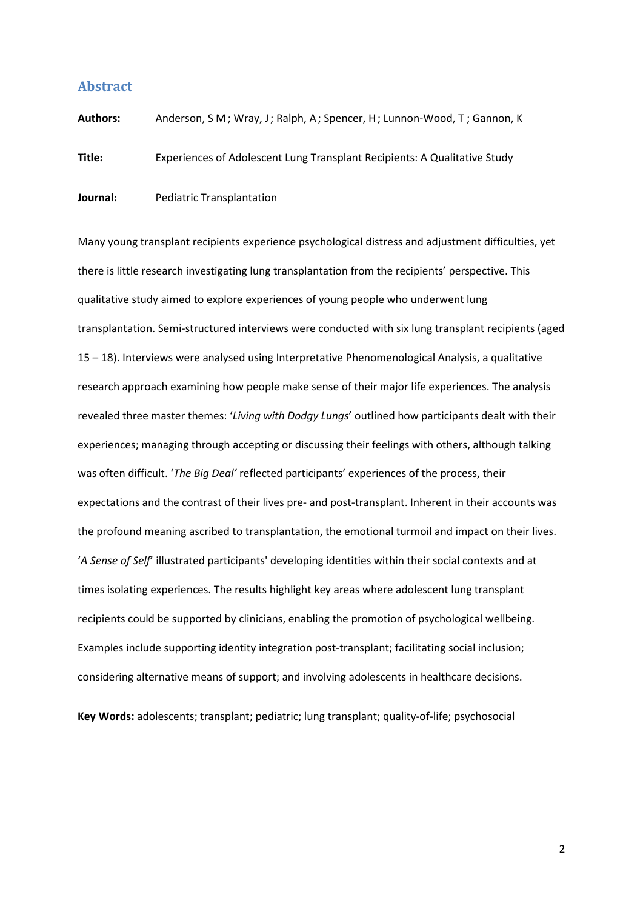## Abstract

**Authors:** Anderson, S M ; Wray, J ; Ralph, A ; Spencer, H ; Lunnon-Wood, T ; Gannon, K

**Title:** Experiences of Adolescent Lung Transplant Recipients: A Qualitative Study

**Journal:** Pediatric Transplantation

Many young transplant recipients experience psychological distress and adjustment difficulties, yet there is little research investigating lung transplantation from the recipients' perspective. This qualitative study aimed to explore experiences of young people who underwent lung transplantation. Semi-structured interviews were conducted with six lung transplant recipients (aged 15 – 18). Interviews were analysed using Interpretative Phenomenological Analysis, a qualitative research approach examining how people make sense of their major life experiences. The analysis revealed three master themes: '*Living with Dodgy Lungs*' outlined how participants dealt with their experiences; managing through accepting or discussing their feelings with others, although talking was often difficult. '*The Big Deal'* reflected participants' experiences of the process, their expectations and the contrast of their lives pre- and post-transplant. Inherent in their accounts was the profound meaning ascribed to transplantation, the emotional turmoil and impact on their lives. '*A Sense of Self*' illustrated participants' developing identities within their social contexts and at times isolating experiences. The results highlight key areas where adolescent lung transplant recipients could be supported by clinicians, enabling the promotion of psychological wellbeing. Examples include supporting identity integration post-transplant; facilitating social inclusion; considering alternative means of support; and involving adolescents in healthcare decisions.

**Key Words:** adolescents; transplant; pediatric; lung transplant; quality-of-life; psychosocial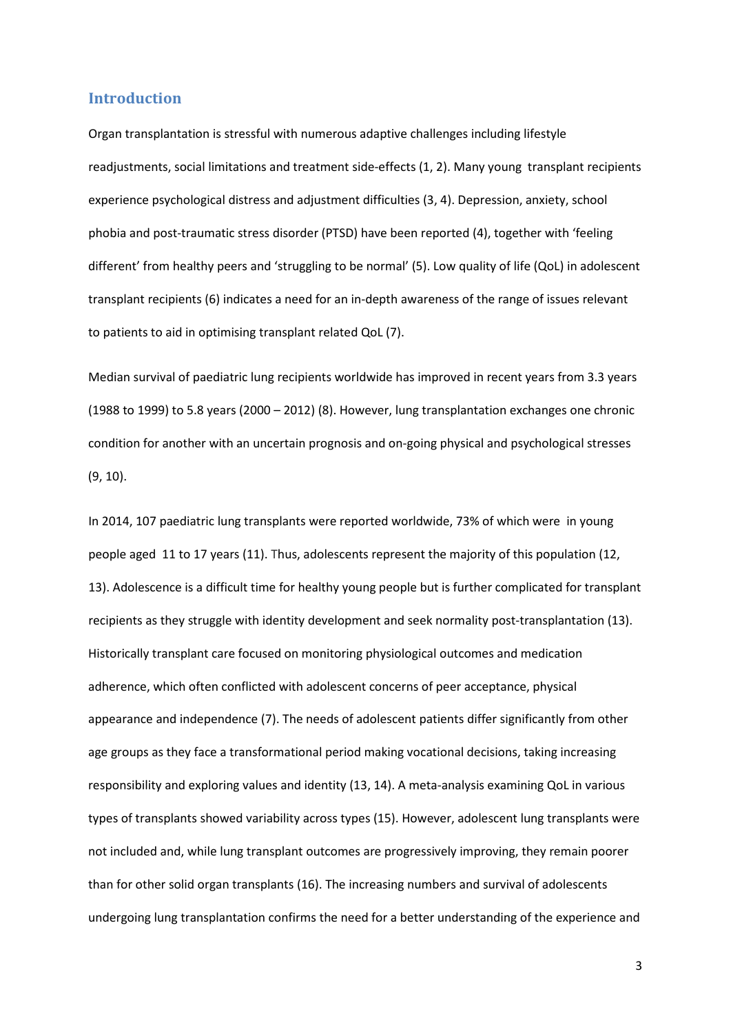## Introduction

Organ transplantation is stressful with numerous adaptive challenges including lifestyle readjustments, social limitations and treatment side-effects (1, 2). Many young transplant recipients experience psychological distress and adjustment difficulties (3, 4). Depression, anxiety, school phobia and post-traumatic stress disorder (PTSD) have been reported (4), together with 'feeling different' from healthy peers and 'struggling to be normal' (5). Low quality of life (QoL) in adolescent transplant recipients (6) indicates a need for an in-depth awareness of the range of issues relevant to patients to aid in optimising transplant related QoL (7).

Median survival of paediatric lung recipients worldwide has improved in recent years from 3.3 years (1988 to 1999) to 5.8 years (2000 – 2012) (8). However, lung transplantation exchanges one chronic condition for another with an uncertain prognosis and on-going physical and psychological stresses (9, 10).

In 2014, 107 paediatric lung transplants were reported worldwide, 73% of which were in young people aged 11 to 17 years (11). Thus, adolescents represent the majority of this population (12, 13). Adolescence is a difficult time for healthy young people but is further complicated for transplant recipients as they struggle with identity development and seek normality post-transplantation (13). Historically transplant care focused on monitoring physiological outcomes and medication adherence, which often conflicted with adolescent concerns of peer acceptance, physical appearance and independence (7). The needs of adolescent patients differ significantly from other age groups as they face a transformational period making vocational decisions, taking increasing responsibility and exploring values and identity (13, 14). A meta-analysis examining QoL in various types of transplants showed variability across types (15). However, adolescent lung transplants were not included and, while lung transplant outcomes are progressively improving, they remain poorer than for other solid organ transplants (16). The increasing numbers and survival of adolescents undergoing lung transplantation confirms the need for a better understanding of the experience and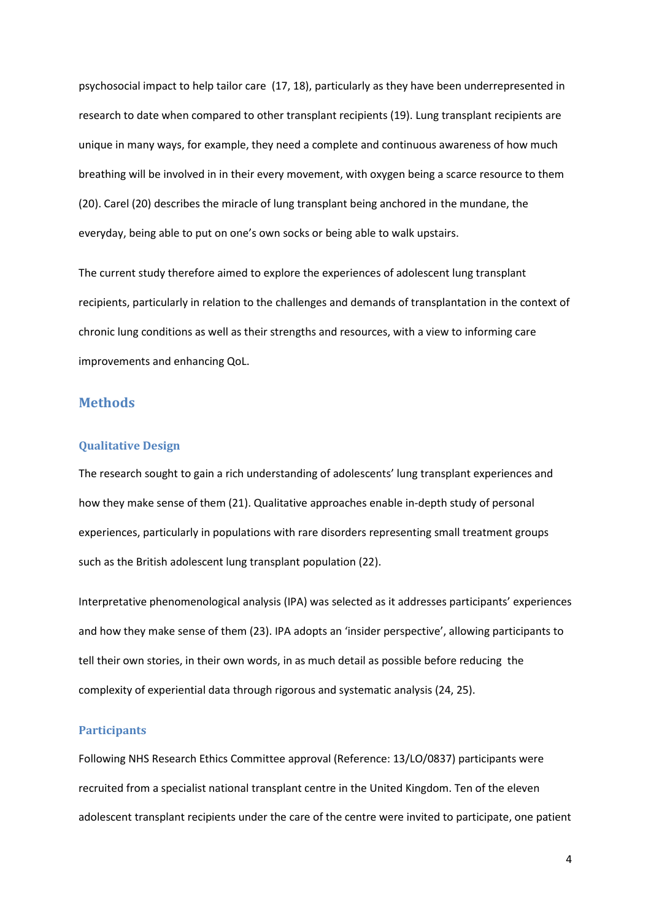psychosocial impact to help tailor care (17, 18), particularly as they have been underrepresented in research to date when compared to other transplant recipients (19). Lung transplant recipients are unique in many ways, for example, they need a complete and continuous awareness of how much breathing will be involved in in their every movement, with oxygen being a scarce resource to them (20). Carel (20) describes the miracle of lung transplant being anchored in the mundane, the everyday, being able to put on one's own socks or being able to walk upstairs.

The current study therefore aimed to explore the experiences of adolescent lung transplant recipients, particularly in relation to the challenges and demands of transplantation in the context of chronic lung conditions as well as their strengths and resources, with a view to informing care improvements and enhancing QoL.

## Methods

### Qualitative Design

The research sought to gain a rich understanding of adolescents' lung transplant experiences and how they make sense of them (21). Qualitative approaches enable in-depth study of personal experiences, particularly in populations with rare disorders representing small treatment groups such as the British adolescent lung transplant population (22).

Interpretative phenomenological analysis (IPA) was selected as it addresses participants' experiences and how they make sense of them (23). IPA adopts an 'insider perspective', allowing participants to tell their own stories, in their own words, in as much detail as possible before reducing the complexity of experiential data through rigorous and systematic analysis (24, 25).

### Participants

Following NHS Research Ethics Committee approval (Reference: 13/LO/0837) participants were recruited from a specialist national transplant centre in the United Kingdom. Ten of the eleven adolescent transplant recipients under the care of the centre were invited to participate, one patient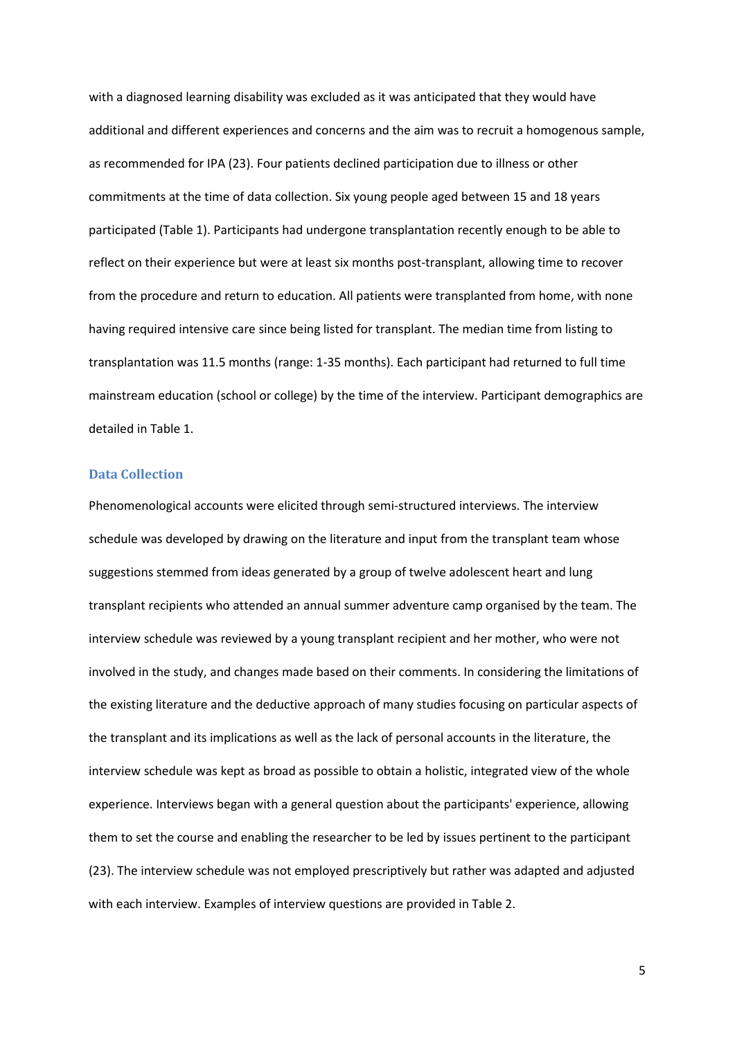with a diagnosed learning disability was excluded as it was anticipated that they would have additional and different experiences and concerns and the aim was to recruit a homogenous sample, as recommended for IPA (23). Four patients declined participation due to illness or other commitments at the time of data collection. Six young people aged between 15 and 18 years participated (Table 1). Participants had undergone transplantation recently enough to be able to reflect on their experience but were at least six months post-transplant, allowing time to recover from the procedure and return to education. All patients were transplanted from home, with none having required intensive care since being listed for transplant. The median time from listing to transplantation was 11.5 months (range: 1-35 months). Each participant had returned to full time mainstream education (school or college) by the time of the interview. Participant demographics are detailed in Table 1.

### Data Collection

Phenomenological accounts were elicited through semi-structured interviews. The interview schedule was developed by drawing on the literature and input from the transplant team whose suggestions stemmed from ideas generated by a group of twelve adolescent heart and lung transplant recipients who attended an annual summer adventure camp organised by the team. The interview schedule was reviewed by a young transplant recipient and her mother, who were not involved in the study, and changes made based on their comments. In considering the limitations of the existing literature and the deductive approach of many studies focusing on particular aspects of the transplant and its implications as well as the lack of personal accounts in the literature, the interview schedule was kept as broad as possible to obtain a holistic, integrated view of the whole experience. Interviews began with a general question about the participants' experience, allowing them to set the course and enabling the researcher to be led by issues pertinent to the participant (23). The interview schedule was not employed prescriptively but rather was adapted and adjusted with each interview. Examples of interview questions are provided in Table 2.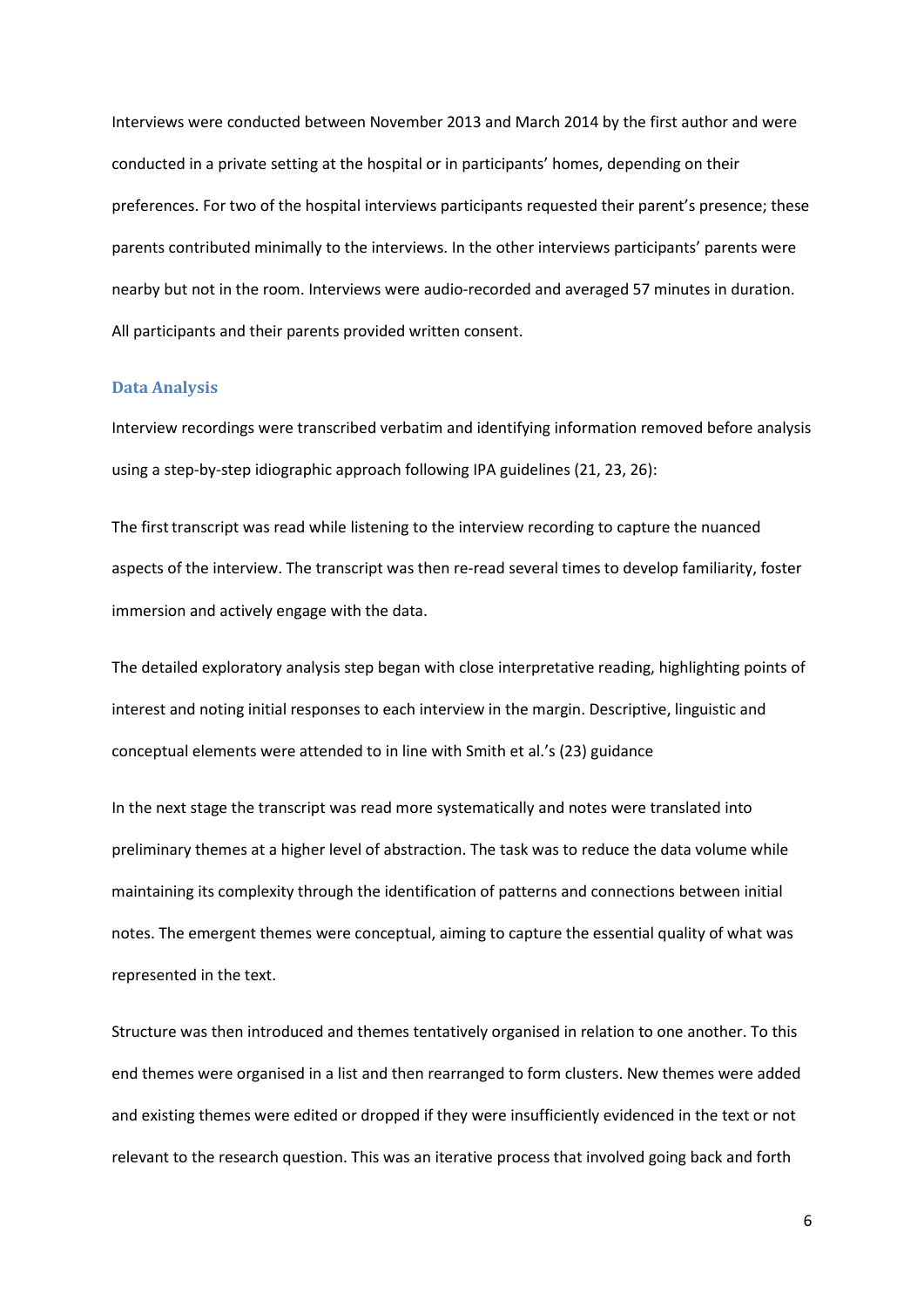Interviews were conducted between November 2013 and March 2014 by the first author and were conducted in a private setting at the hospital or in participants' homes, depending on their preferences. For two of the hospital interviews participants requested their parent's presence; these parents contributed minimally to the interviews. In the other interviews participants' parents were nearby but not in the room. Interviews were audio-recorded and averaged 57 minutes in duration. All participants and their parents provided written consent.

### Data Analysis

Interview recordings were transcribed verbatim and identifying information removed before analysis using a step-by-step idiographic approach following IPA guidelines (21, 23, 26):

The first transcript was read while listening to the interview recording to capture the nuanced aspects of the interview. The transcript was then re-read several times to develop familiarity, foster immersion and actively engage with the data.

The detailed exploratory analysis step began with close interpretative reading, highlighting points of interest and noting initial responses to each interview in the margin. Descriptive, linguistic and conceptual elements were attended to in line with Smith et al.'s (23) guidance

In the next stage the transcript was read more systematically and notes were translated into preliminary themes at a higher level of abstraction. The task was to reduce the data volume while maintaining its complexity through the identification of patterns and connections between initial notes. The emergent themes were conceptual, aiming to capture the essential quality of what was represented in the text.

Structure was then introduced and themes tentatively organised in relation to one another. To this end themes were organised in a list and then rearranged to form clusters. New themes were added and existing themes were edited or dropped if they were insufficiently evidenced in the text or not relevant to the research question. This was an iterative process that involved going back and forth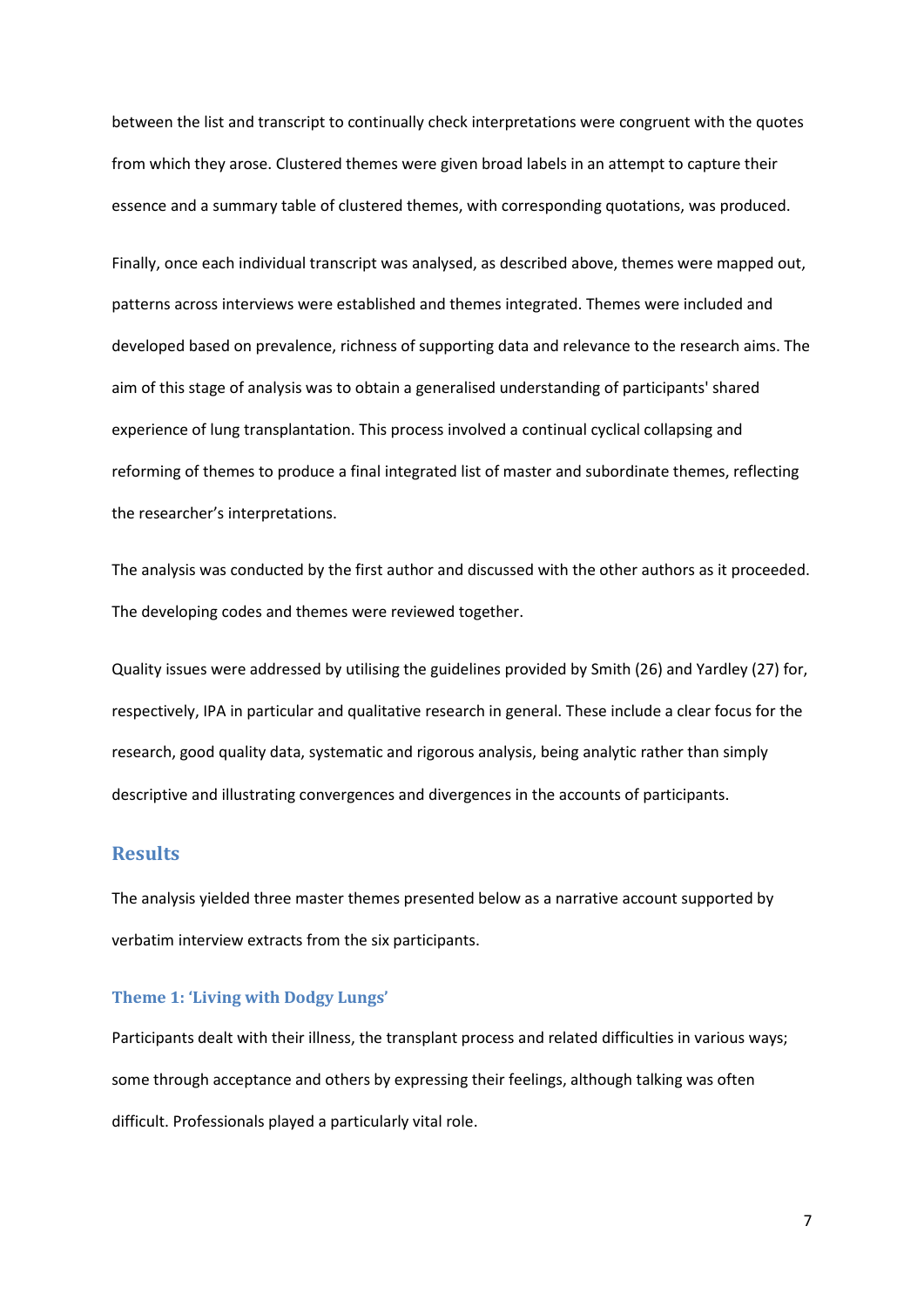between the list and transcript to continually check interpretations were congruent with the quotes from which they arose. Clustered themes were given broad labels in an attempt to capture their essence and a summary table of clustered themes, with corresponding quotations, was produced.

Finally, once each individual transcript was analysed, as described above, themes were mapped out, patterns across interviews were established and themes integrated. Themes were included and developed based on prevalence, richness of supporting data and relevance to the research aims. The aim of this stage of analysis was to obtain a generalised understanding of participants' shared experience of lung transplantation. This process involved a continual cyclical collapsing and reforming of themes to produce a final integrated list of master and subordinate themes, reflecting the researcher's interpretations.

The analysis was conducted by the first author and discussed with the other authors as it proceeded. The developing codes and themes were reviewed together.

Quality issues were addressed by utilising the guidelines provided by Smith (26) and Yardley (27) for, respectively, IPA in particular and qualitative research in general. These include a clear focus for the research, good quality data, systematic and rigorous analysis, being analytic rather than simply descriptive and illustrating convergences and divergences in the accounts of participants.

## Results

The analysis yielded three master themes presented below as a narrative account supported by verbatim interview extracts from the six participants.

### Theme 1: 'Living with Dodgy Lungs'

Participants dealt with their illness, the transplant process and related difficulties in various ways; some through acceptance and others by expressing their feelings, although talking was often difficult. Professionals played a particularly vital role.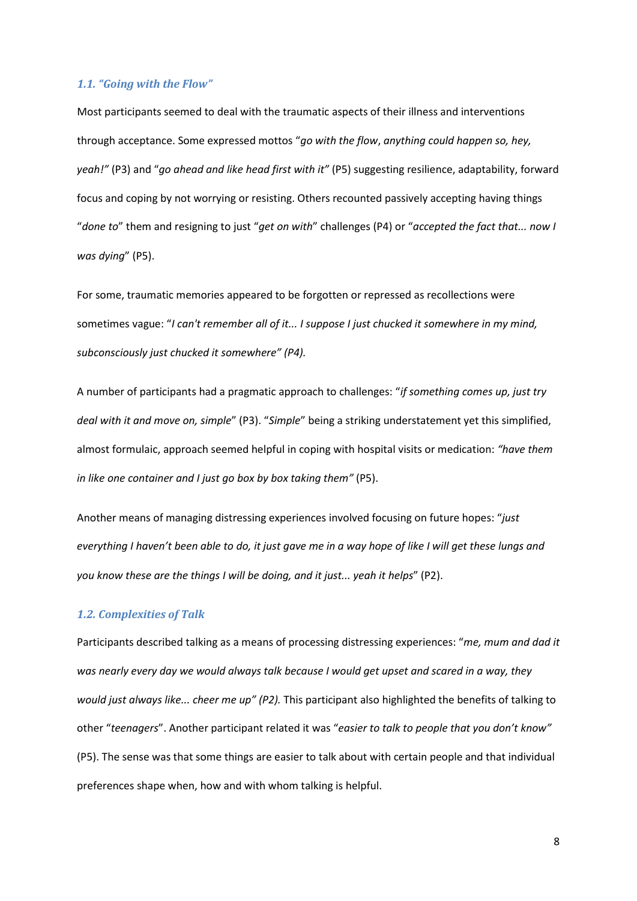### *1.1. "Going with the Flow"*

Most participants seemed to deal with the traumatic aspects of their illness and interventions through acceptance. Some expressed mottos "*go with the flow*, *anything could happen so, hey, yeah!"* (P3) and "*go ahead and like head first with it"* (P5) suggesting resilience, adaptability, forward focus and coping by not worrying or resisting. Others recounted passively accepting having things "*done to*" them and resigning to just "*get on with*" challenges (P4) or "*accepted the fact that... now I was dying*" (P5).

For some, traumatic memories appeared to be forgotten or repressed as recollections were sometimes vague: "*I can't remember all of it... I suppose I just chucked it somewhere in my mind, subconsciously just chucked it somewhere" (P4).*

A number of participants had a pragmatic approach to challenges: "*if something comes up, just try deal with it and move on, simple*" (P3). "*Simple*" being a striking understatement yet this simplified, almost formulaic, approach seemed helpful in coping with hospital visits or medication: *"have them in like one container and I just go box by box taking them"* (P5).

Another means of managing distressing experiences involved focusing on future hopes: "*just everything I haven't been able to do, it just gave me in a way hope of like I will get these lungs and you know these are the things I will be doing, and it just... yeah it helps*" (P2).

### *1.2. Complexities of Talk*

Participants described talking as a means of processing distressing experiences: "*me, mum and dad it was nearly every day we would always talk because I would get upset and scared in a way, they would just always like... cheer me up" (P2).* This participant also highlighted the benefits of talking to other "*teenagers*". Another participant related it was "*easier to talk to people that you don't know"* (P5). The sense was that some things are easier to talk about with certain people and that individual preferences shape when, how and with whom talking is helpful.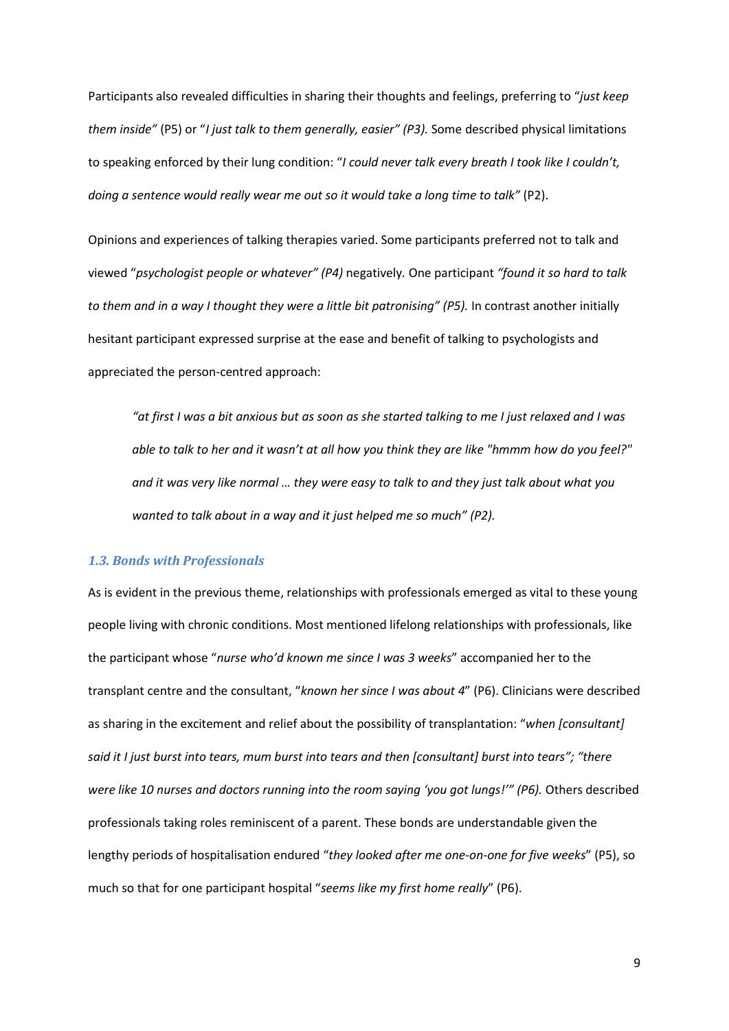Participants also revealed difficulties in sharing their thoughts and feelings, preferring to "*just keep them inside"* (P5) or "*I just talk to them generally, easier" (P3).* Some described physical limitations to speaking enforced by their lung condition: "*I could never talk every breath I took like I couldn't, doing a sentence would really wear me out so it would take a long time to talk"* (P2).

Opinions and experiences of talking therapies varied. Some participants preferred not to talk and viewed "*psychologist people or whatever" (P4)* negatively. One participant *"found it so hard to talk to them and in a way I thought they were a little bit patronising" (P5).* In contrast another initially hesitant participant expressed surprise at the ease and benefit of talking to psychologists and appreciated the person-centred approach:

> *"at first I was a bit anxious but as soon as she started talking to me I just relaxed and I was able to talk to her and it wasn't at all how you think they are like "hmmm how do you feel?" and it was very like normal … they were easy to talk to and they just talk about what you wanted to talk about in a way and it just helped me so much" (P2).*

### *1.3. Bonds with Professionals*

As is evident in the previous theme, relationships with professionals emerged as vital to these young people living with chronic conditions. Most mentioned lifelong relationships with professionals, like the participant whose "*nurse who'd known me since I was 3 weeks*" accompanied her to the transplant centre and the consultant, "*known her since I was about 4*" (P6). Clinicians were described as sharing in the excitement and relief about the possibility of transplantation: "*when [consultant] said it I just burst into tears, mum burst into tears and then [consultant] burst into tears"; "there were like 10 nurses and doctors running into the room saying 'you got lungs!'" (P6).* Others described professionals taking roles reminiscent of a parent. These bonds are understandable given the lengthy periods of hospitalisation endured "*they looked after me one-on-one for five weeks*" (P5), so much so that for one participant hospital "*seems like my first home really*" (P6).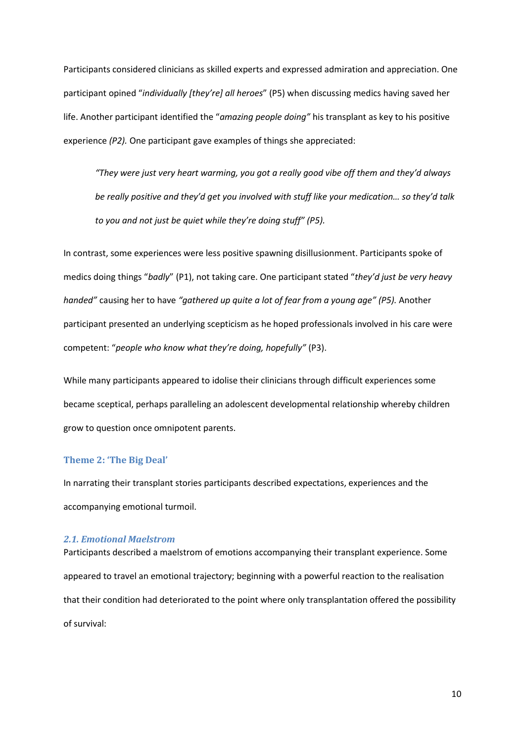Participants considered clinicians as skilled experts and expressed admiration and appreciation. One participant opined "*individually [they're] all heroes*" (P5) when discussing medics having saved her life. Another participant identified the "*amazing people doing"* his transplant as key to his positive experience *(P2).* One participant gave examples of things she appreciated:

> *"They were just very heart warming, you got a really good vibe off them and they'd always be really positive and they'd get you involved with stuff like your medication… so they'd talk to you and not just be quiet while they're doing stuff" (P5).*

In contrast, some experiences were less positive spawning disillusionment. Participants spoke of medics doing things "*badly*" (P1), not taking care. One participant stated "*they'd just be very heavy handed"* causing her to have *"gathered up quite a lot of fear from a young age" (P5).* Another participant presented an underlying scepticism as he hoped professionals involved in his care were competent: "*people who know what they're doing, hopefully"* (P3).

While many participants appeared to idolise their clinicians through difficult experiences some became sceptical, perhaps paralleling an adolescent developmental relationship whereby children grow to question once omnipotent parents.

## Theme 2: 'The Big Deal'

In narrating their transplant stories participants described expectations, experiences and the accompanying emotional turmoil.

### *2.1. Emotional Maelstrom*

Participants described a maelstrom of emotions accompanying their transplant experience. Some appeared to travel an emotional trajectory; beginning with a powerful reaction to the realisation that their condition had deteriorated to the point where only transplantation offered the possibility of survival: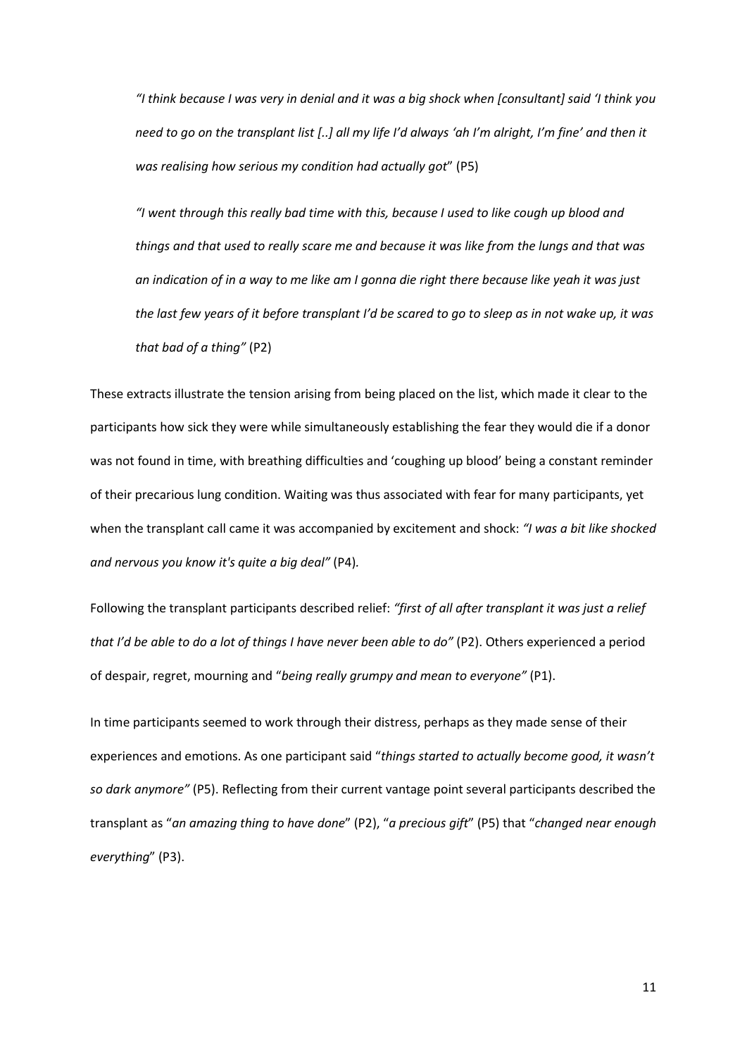> *"I think because I was very in denial and it was a big shock when [consultant] said 'I think you need to go on the transplant list [..] all my life I'd always 'ah I'm alright, I'm fine' and then it was realising how serious my condition had actually got*" (P5)

> *"I went through this really bad time with this, because I used to like cough up blood and things and that used to really scare me and because it was like from the lungs and that was an indication of in a way to me like am I gonna die right there because like yeah it was just the last few years of it before transplant I'd be scared to go to sleep as in not wake up, it was that bad of a thing"* (P2)

These extracts illustrate the tension arising from being placed on the list, which made it clear to the participants how sick they were while simultaneously establishing the fear they would die if a donor was not found in time, with breathing difficulties and 'coughing up blood' being a constant reminder of their precarious lung condition. Waiting was thus associated with fear for many participants, yet when the transplant call came it was accompanied by excitement and shock: *"I was a bit like shocked and nervous you know it's quite a big deal"* (P4).

Following the transplant participants described relief: *"first of all after transplant it was just a relief that I'd be able to do a lot of things I have never been able to do"* (P2). Others experienced a period of despair, regret, mourning and "*being really grumpy and mean to everyone"* (P1).

In time participants seemed to work through their distress, perhaps as they made sense of their experiences and emotions. As one participant said "*things started to actually become good, it wasn't so dark anymore"* (P5). Reflecting from their current vantage point several participants described the transplant as "*an amazing thing to have done*" (P2), "*a precious gift*" (P5) that "*changed near enough everything*" (P3).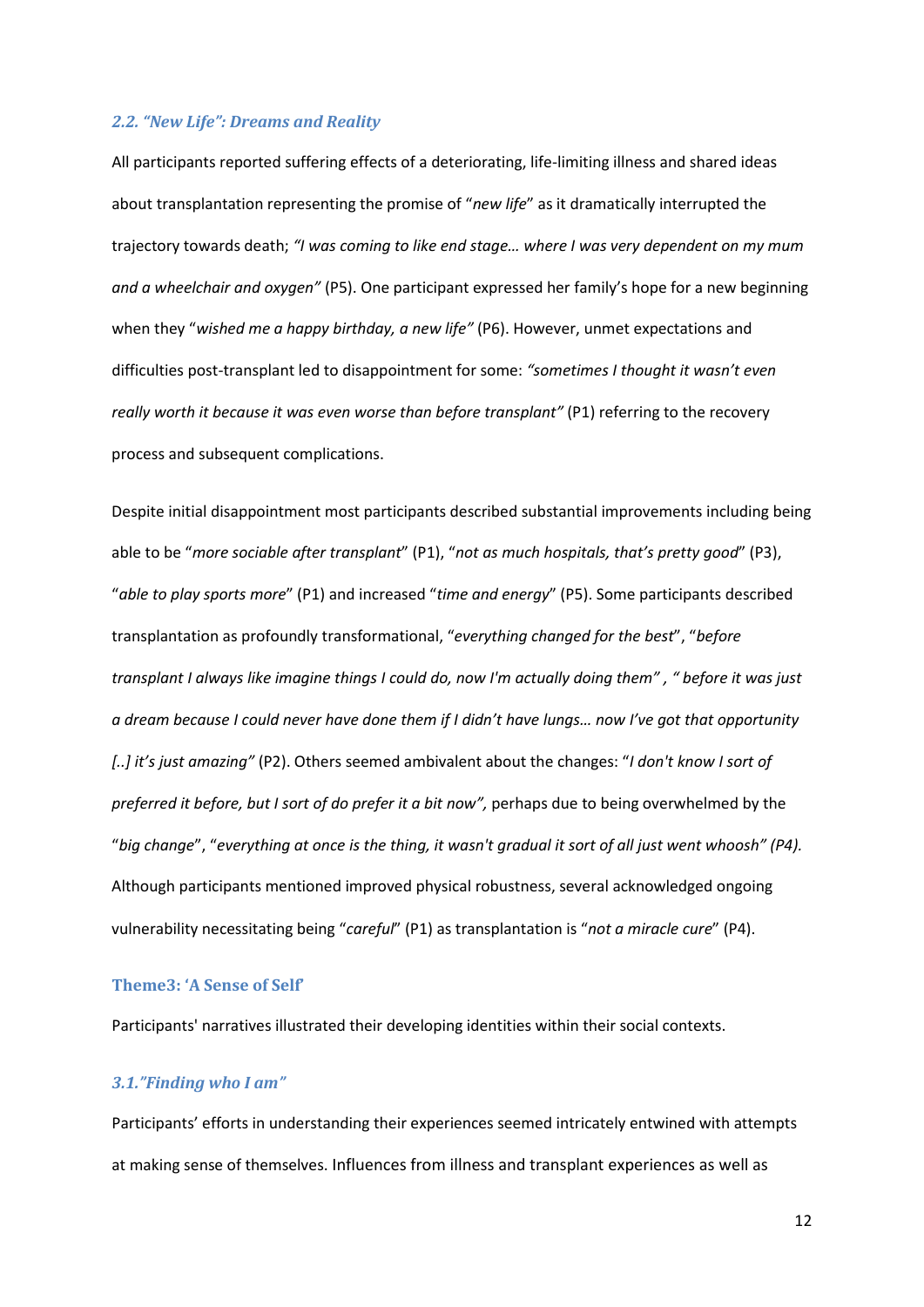### *2.2. "New Life": Dreams and Reality*

All participants reported suffering effects of a deteriorating, life-limiting illness and shared ideas about transplantation representing the promise of "*new life*" as it dramatically interrupted the trajectory towards death; *"I was coming to like end stage… where I was very dependent on my mum and a wheelchair and oxygen"* (P5). One participant expressed her family's hope for a new beginning when they "*wished me a happy birthday, a new life"* (P6). However, unmet expectations and difficulties post-transplant led to disappointment for some: *"sometimes I thought it wasn't even really worth it because it was even worse than before transplant"* (P1) referring to the recovery process and subsequent complications.

Despite initial disappointment most participants described substantial improvements including being able to be "*more sociable after transplant*" (P1), "*not as much hospitals, that's pretty good*" (P3), "*able to play sports more*" (P1) and increased "*time and energy*" (P5). Some participants described transplantation as profoundly transformational, "*everything changed for the best*", "*before transplant I always like imagine things I could do, now I'm actually doing them" , " before it was just a dream because I could never have done them if I didn't have lungs… now I've got that opportunity [..] it's just amazing"* (P2). Others seemed ambivalent about the changes: "*I don't know I sort of preferred it before, but I sort of do prefer it a bit now",* perhaps due to being overwhelmed by the "*big change*", "*everything at once is the thing, it wasn't gradual it sort of all just went whoosh" (P4).* Although participants mentioned improved physical robustness, several acknowledged ongoing vulnerability necessitating being "*careful*" (P1) as transplantation is "*not a miracle cure*" (P4).

## Theme3: 'A Sense of Self'

Participants' narratives illustrated their developing identities within their social contexts.

### *3.1."Finding who I am"*

Participants' efforts in understanding their experiences seemed intricately entwined with attempts at making sense of themselves. Influences from illness and transplant experiences as well as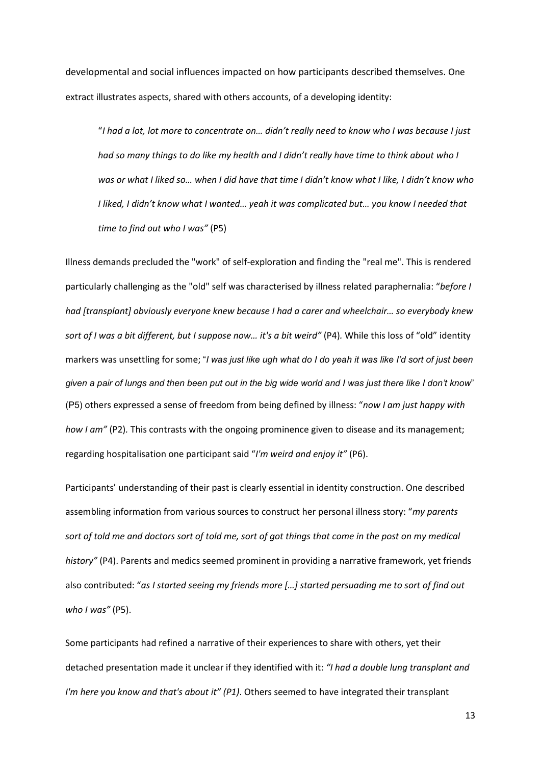developmental and social influences impacted on how participants described themselves. One extract illustrates aspects, shared with others accounts, of a developing identity:

> "*I had a lot, lot more to concentrate on… didn't really need to know who I was because I just had so many things to do like my health and I didn't really have time to think about who I was or what I liked so… when I did have that time I didn't know what I like, I didn't know who I liked, I didn't know what I wanted… yeah it was complicated but… you know I needed that time to find out who I was"* (P5)

Illness demands precluded the "work" of self-exploration and finding the "real me". This is rendered particularly challenging as the "old" self was characterised by illness related paraphernalia: "*before I had [transplant] obviously everyone knew because I had a carer and wheelchair… so everybody knew sort of I was a bit different, but I suppose now… it's a bit weird"* (P4). While this loss of "old" identity markers was unsettling for some; "*I was just like ugh what do I do yeah it was like I'd sort of just been given a pair of lungs and then been put out in the big wide world and I was just there like I don't know*" (P5) others expressed a sense of freedom from being defined by illness: "*now I am just happy with how I am"* (P2). This contrasts with the ongoing prominence given to disease and its management; regarding hospitalisation one participant said "*I'm weird and enjoy it"* (P6).

Participants' understanding of their past is clearly essential in identity construction. One described assembling information from various sources to construct her personal illness story: "*my parents sort of told me and doctors sort of told me, sort of got things that come in the post on my medical history"* (P4). Parents and medics seemed prominent in providing a narrative framework, yet friends also contributed: "*as I started seeing my friends more […] started persuading me to sort of find out who I was"* (P5).

Some participants had refined a narrative of their experiences to share with others, yet their detached presentation made it unclear if they identified with it: *"I had a double lung transplant and I'm here you know and that's about it" (P1)*. Others seemed to have integrated their transplant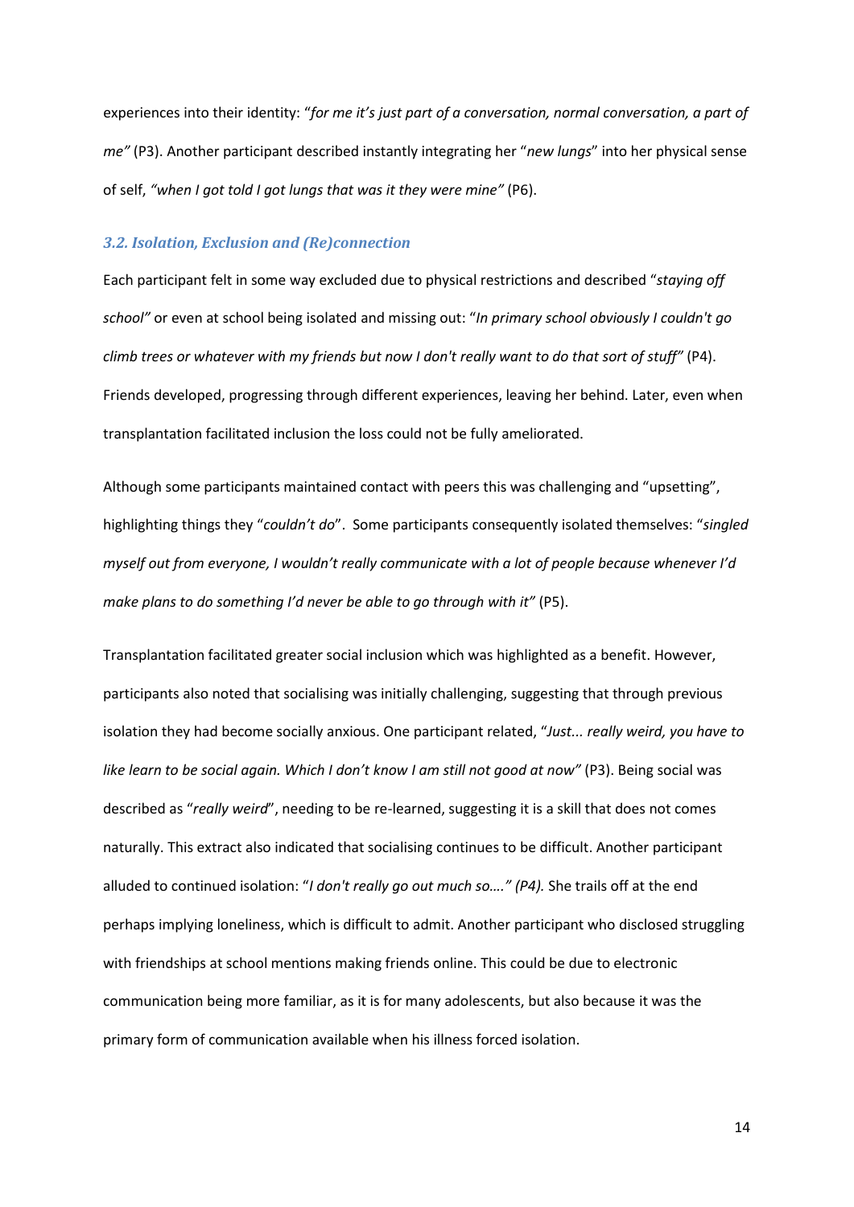experiences into their identity: "*for me it's just part of a conversation, normal conversation, a part of me"* (P3). Another participant described instantly integrating her "*new lungs*" into her physical sense of self, *"when I got told I got lungs that was it they were mine"* (P6).

### *3.2. Isolation, Exclusion and (Re)connection*

Each participant felt in some way excluded due to physical restrictions and described "*staying off school"* or even at school being isolated and missing out: "*In primary school obviously I couldn't go climb trees or whatever with my friends but now I don't really want to do that sort of stuff"* (P4). Friends developed, progressing through different experiences, leaving her behind. Later, even when transplantation facilitated inclusion the loss could not be fully ameliorated.

Although some participants maintained contact with peers this was challenging and "upsetting", highlighting things they "*couldn't do*". Some participants consequently isolated themselves: "*singled myself out from everyone, I wouldn't really communicate with a lot of people because whenever I'd make plans to do something I'd never be able to go through with it"* (P5).

Transplantation facilitated greater social inclusion which was highlighted as a benefit. However, participants also noted that socialising was initially challenging, suggesting that through previous isolation they had become socially anxious. One participant related, "*Just... really weird, you have to like learn to be social again. Which I don't know I am still not good at now"* (P3). Being social was described as "*really weird*", needing to be re-learned, suggesting it is a skill that does not comes naturally. This extract also indicated that socialising continues to be difficult. Another participant alluded to continued isolation: "*I don't really go out much so…." (P4).* She trails off at the end perhaps implying loneliness, which is difficult to admit. Another participant who disclosed struggling with friendships at school mentions making friends online. This could be due to electronic communication being more familiar, as it is for many adolescents, but also because it was the primary form of communication available when his illness forced isolation.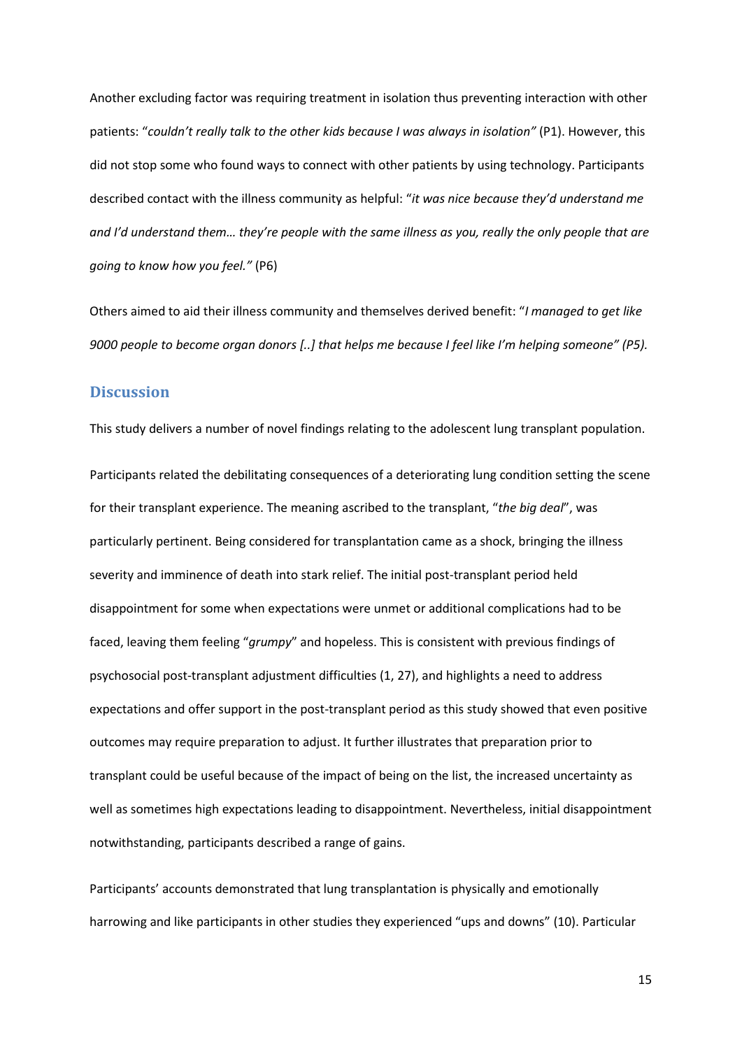Another excluding factor was requiring treatment in isolation thus preventing interaction with other patients: "*couldn't really talk to the other kids because I was always in isolation"* (P1). However, this did not stop some who found ways to connect with other patients by using technology. Participants described contact with the illness community as helpful: "*it was nice because they'd understand me and I'd understand them… they're people with the same illness as you, really the only people that are going to know how you feel."* (P6)

Others aimed to aid their illness community and themselves derived benefit: "*I managed to get like 9000 people to become organ donors [..] that helps me because I feel like I'm helping someone" (P5).*

## Discussion

This study delivers a number of novel findings relating to the adolescent lung transplant population.

Participants related the debilitating consequences of a deteriorating lung condition setting the scene for their transplant experience. The meaning ascribed to the transplant, "*the big deal*", was particularly pertinent. Being considered for transplantation came as a shock, bringing the illness severity and imminence of death into stark relief. The initial post-transplant period held disappointment for some when expectations were unmet or additional complications had to be faced, leaving them feeling "*grumpy*" and hopeless. This is consistent with previous findings of psychosocial post-transplant adjustment difficulties (1, 27), and highlights a need to address expectations and offer support in the post-transplant period as this study showed that even positive outcomes may require preparation to adjust. It further illustrates that preparation prior to transplant could be useful because of the impact of being on the list, the increased uncertainty as well as sometimes high expectations leading to disappointment. Nevertheless, initial disappointment notwithstanding, participants described a range of gains.

Participants' accounts demonstrated that lung transplantation is physically and emotionally harrowing and like participants in other studies they experienced "ups and downs" (10). Particular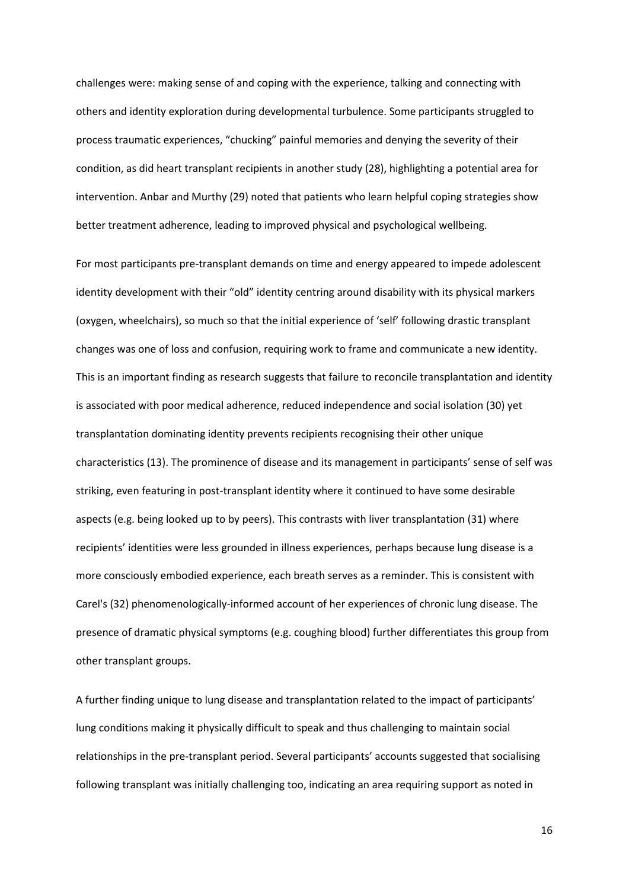challenges were: making sense of and coping with the experience, talking and connecting with others and identity exploration during developmental turbulence. Some participants struggled to process traumatic experiences, "chucking" painful memories and denying the severity of their condition, as did heart transplant recipients in another study (28), highlighting a potential area for intervention. Anbar and Murthy (29) noted that patients who learn helpful coping strategies show better treatment adherence, leading to improved physical and psychological wellbeing.

For most participants pre-transplant demands on time and energy appeared to impede adolescent identity development with their "old" identity centring around disability with its physical markers (oxygen, wheelchairs), so much so that the initial experience of 'self' following drastic transplant changes was one of loss and confusion, requiring work to frame and communicate a new identity. This is an important finding as research suggests that failure to reconcile transplantation and identity is associated with poor medical adherence, reduced independence and social isolation (30) yet transplantation dominating identity prevents recipients recognising their other unique characteristics (13). The prominence of disease and its management in participants' sense of self was striking, even featuring in post-transplant identity where it continued to have some desirable aspects (e.g. being looked up to by peers). This contrasts with liver transplantation (31) where recipients' identities were less grounded in illness experiences, perhaps because lung disease is a more consciously embodied experience, each breath serves as a reminder. This is consistent with Carel's (32) phenomenologically-informed account of her experiences of chronic lung disease. The presence of dramatic physical symptoms (e.g. coughing blood) further differentiates this group from other transplant groups.

A further finding unique to lung disease and transplantation related to the impact of participants' lung conditions making it physically difficult to speak and thus challenging to maintain social relationships in the pre-transplant period. Several participants' accounts suggested that socialising following transplant was initially challenging too, indicating an area requiring support as noted in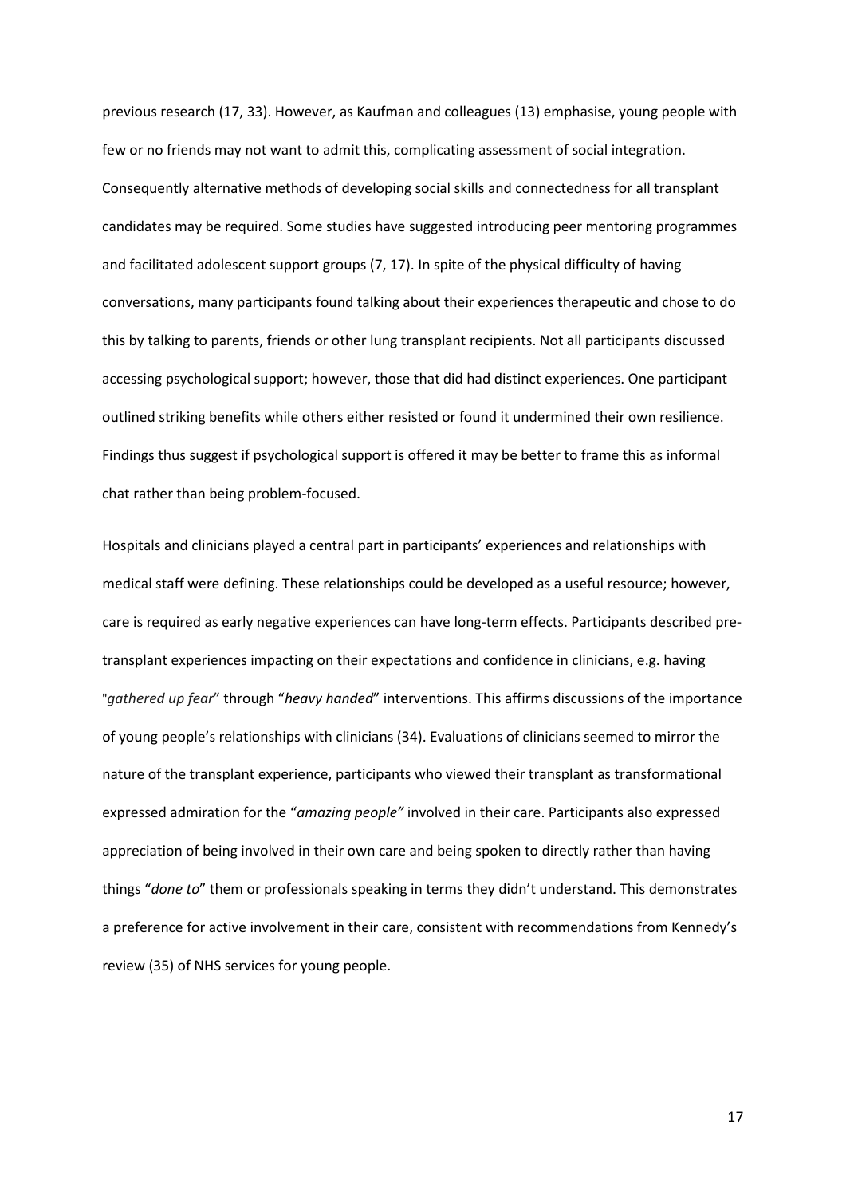previous research (17, 33). However, as Kaufman and colleagues (13) emphasise, young people with few or no friends may not want to admit this, complicating assessment of social integration. Consequently alternative methods of developing social skills and connectedness for all transplant candidates may be required. Some studies have suggested introducing peer mentoring programmes and facilitated adolescent support groups (7, 17). In spite of the physical difficulty of having conversations, many participants found talking about their experiences therapeutic and chose to do this by talking to parents, friends or other lung transplant recipients. Not all participants discussed accessing psychological support; however, those that did had distinct experiences. One participant outlined striking benefits while others either resisted or found it undermined their own resilience. Findings thus suggest if psychological support is offered it may be better to frame this as informal chat rather than being problem-focused.

Hospitals and clinicians played a central part in participants' experiences and relationships with medical staff were defining. These relationships could be developed as a useful resource; however, care is required as early negative experiences can have long-term effects. Participants described pre-transplant experiences impacting on their expectations and confidence in clinicians, e.g. having "*gathered up fear*" through "*heavy handed*" interventions. This affirms discussions of the importance of young people's relationships with clinicians (34). Evaluations of clinicians seemed to mirror the nature of the transplant experience, participants who viewed their transplant as transformational expressed admiration for the "*amazing people"* involved in their care. Participants also expressed appreciation of being involved in their own care and being spoken to directly rather than having things "*done to*" them or professionals speaking in terms they didn't understand. This demonstrates a preference for active involvement in their care, consistent with recommendations from Kennedy's review (35) of NHS services for young people.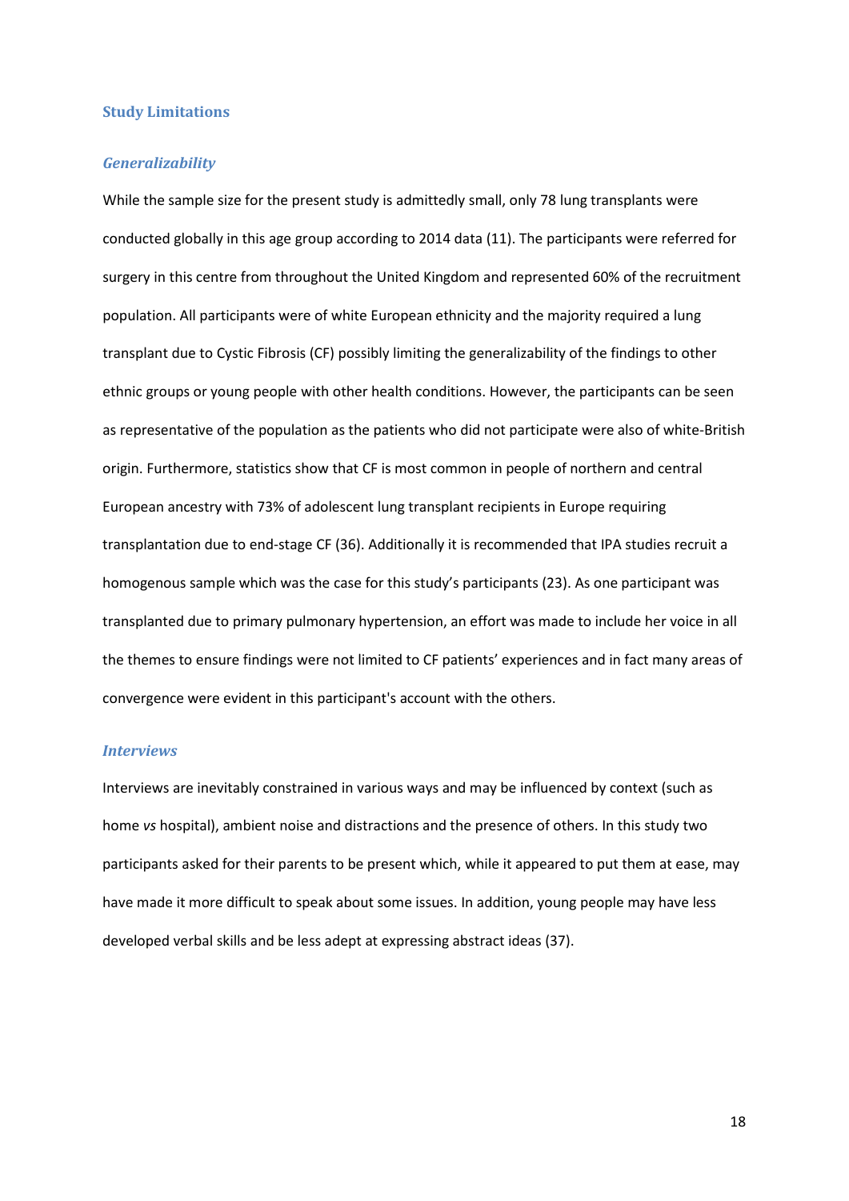## Study Limitations

### *Generalizability*

While the sample size for the present study is admittedly small, only 78 lung transplants were conducted globally in this age group according to 2014 data (11). The participants were referred for surgery in this centre from throughout the United Kingdom and represented 60% of the recruitment population. All participants were of white European ethnicity and the majority required a lung transplant due to Cystic Fibrosis (CF) possibly limiting the generalizability of the findings to other ethnic groups or young people with other health conditions. However, the participants can be seen as representative of the population as the patients who did not participate were also of white-British origin. Furthermore, statistics show that CF is most common in people of northern and central European ancestry with 73% of adolescent lung transplant recipients in Europe requiring transplantation due to end-stage CF (36). Additionally it is recommended that IPA studies recruit a homogenous sample which was the case for this study's participants (23). As one participant was transplanted due to primary pulmonary hypertension, an effort was made to include her voice in all the themes to ensure findings were not limited to CF patients' experiences and in fact many areas of convergence were evident in this participant's account with the others.

### *Interviews*

Interviews are inevitably constrained in various ways and may be influenced by context (such as home *vs* hospital), ambient noise and distractions and the presence of others. In this study two participants asked for their parents to be present which, while it appeared to put them at ease, may have made it more difficult to speak about some issues. In addition, young people may have less developed verbal skills and be less adept at expressing abstract ideas (37).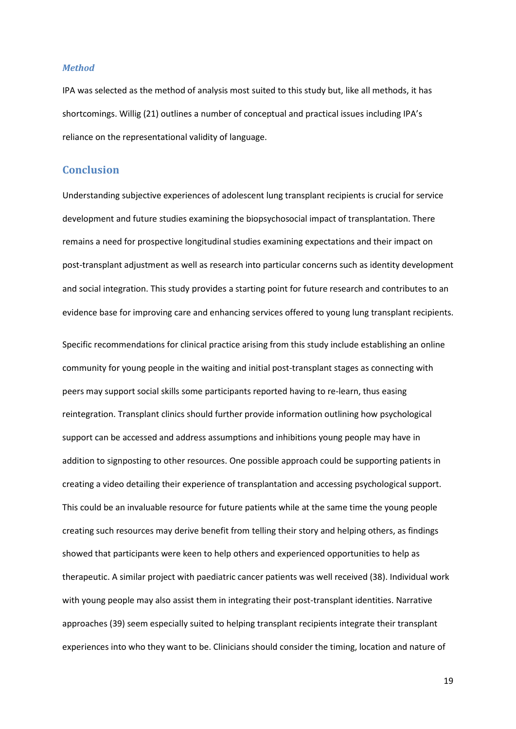### *Method*

IPA was selected as the method of analysis most suited to this study but, like all methods, it has shortcomings. Willig (21) outlines a number of conceptual and practical issues including IPA's reliance on the representational validity of language.

## Conclusion

Understanding subjective experiences of adolescent lung transplant recipients is crucial for service development and future studies examining the biopsychosocial impact of transplantation. There remains a need for prospective longitudinal studies examining expectations and their impact on post-transplant adjustment as well as research into particular concerns such as identity development and social integration. This study provides a starting point for future research and contributes to an evidence base for improving care and enhancing services offered to young lung transplant recipients.

Specific recommendations for clinical practice arising from this study include establishing an online community for young people in the waiting and initial post-transplant stages as connecting with peers may support social skills some participants reported having to re-learn, thus easing reintegration. Transplant clinics should further provide information outlining how psychological support can be accessed and address assumptions and inhibitions young people may have in addition to signposting to other resources. One possible approach could be supporting patients in creating a video detailing their experience of transplantation and accessing psychological support. This could be an invaluable resource for future patients while at the same time the young people creating such resources may derive benefit from telling their story and helping others, as findings showed that participants were keen to help others and experienced opportunities to help as therapeutic. A similar project with paediatric cancer patients was well received (38). Individual work with young people may also assist them in integrating their post-transplant identities. Narrative approaches (39) seem especially suited to helping transplant recipients integrate their transplant experiences into who they want to be. Clinicians should consider the timing, location and nature of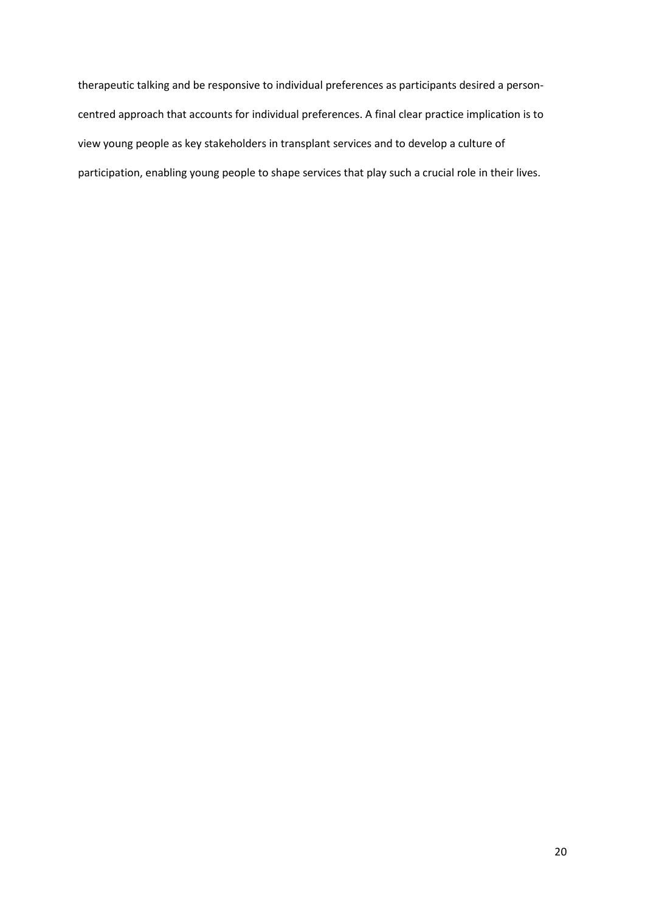therapeutic talking and be responsive to individual preferences as participants desired a person-centred approach that accounts for individual preferences. A final clear practice implication is to view young people as key stakeholders in transplant services and to develop a culture of participation, enabling young people to shape services that play such a crucial role in their lives.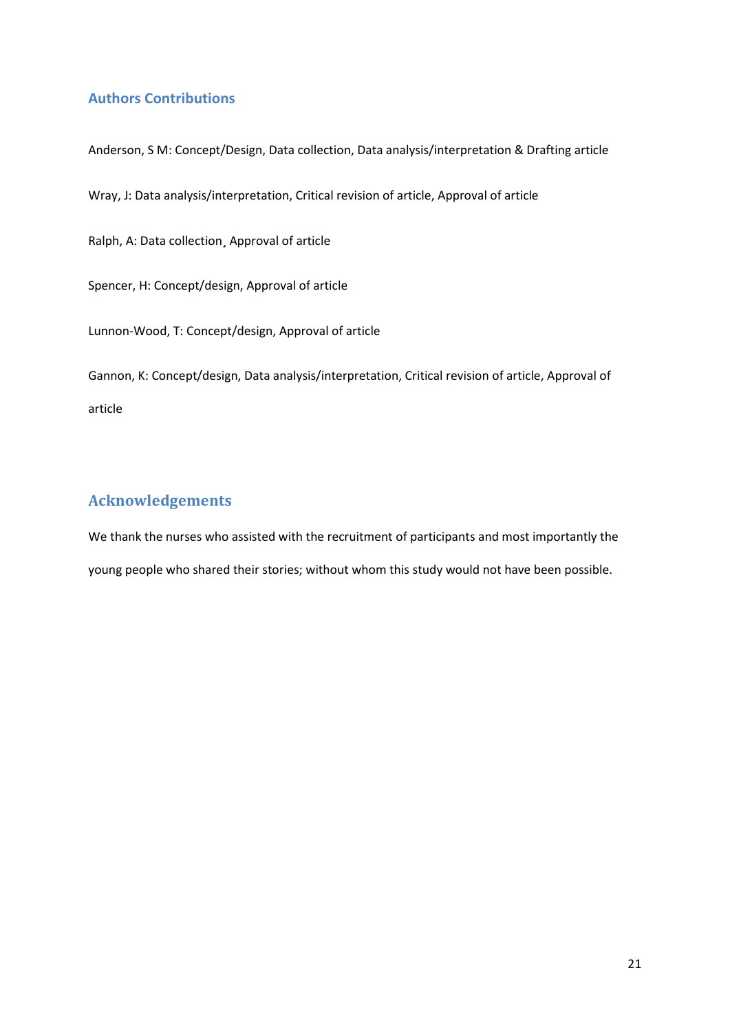## Authors Contributions

Anderson, S M: Concept/Design, Data collection, Data analysis/interpretation & Drafting article

Wray, J: Data analysis/interpretation, Critical revision of article, Approval of article

Ralph, A: Data collection¸ Approval of article

Spencer, H: Concept/design, Approval of article

Lunnon-Wood, T: Concept/design, Approval of article

Gannon, K: Concept/design, Data analysis/interpretation, Critical revision of article, Approval of article

## Acknowledgements

We thank the nurses who assisted with the recruitment of participants and most importantly the young people who shared their stories; without whom this study would not have been possible.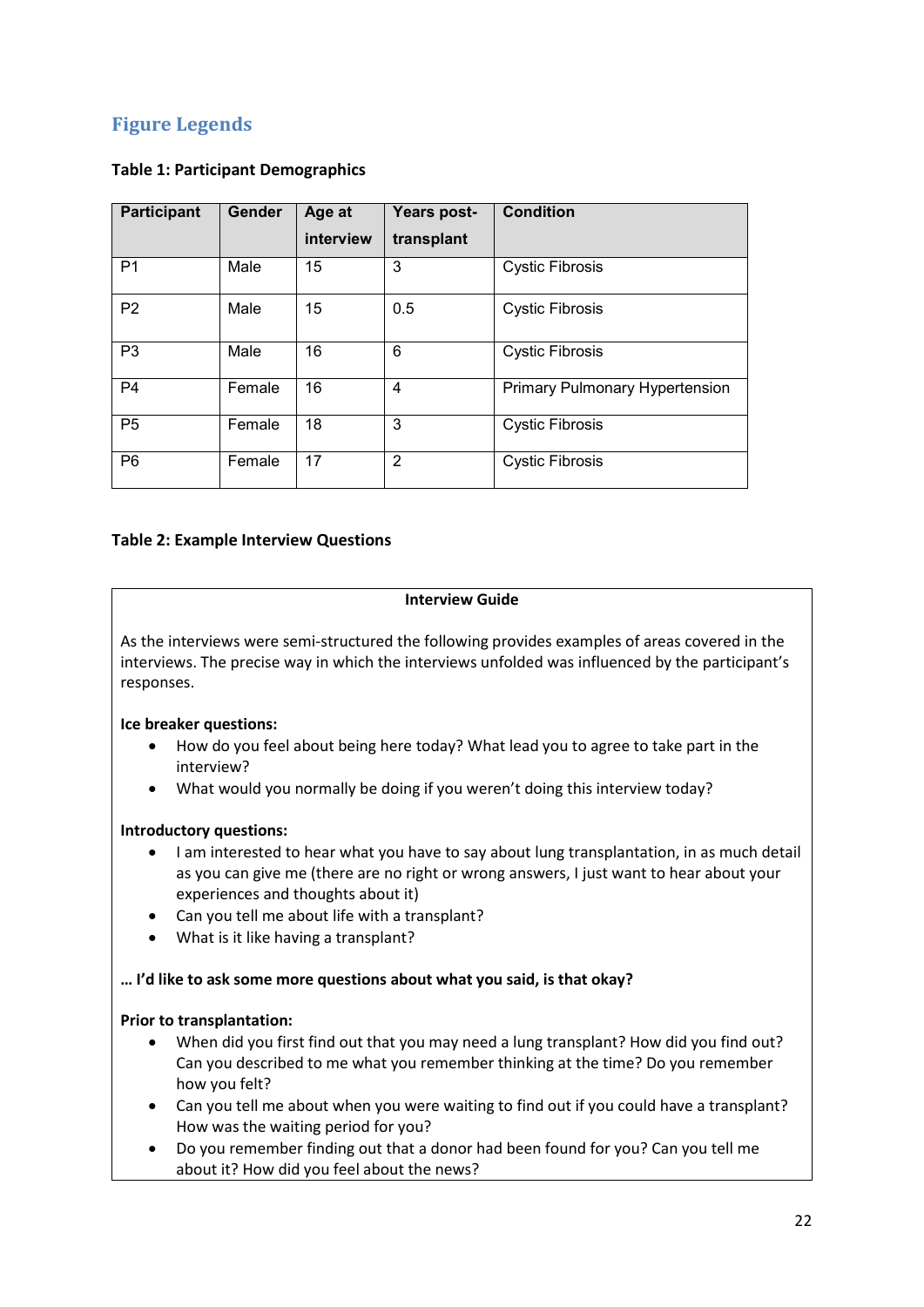## Figure Legends

**Table 1: Participant Demographics**

| Participant | Gender | Age at interview | Years post-transplant | Condition |
|---|---|---|---|---|
| P1 | Male | 15 | 3 | Cystic Fibrosis |
| P2 | Male | 15 | 0.5 | Cystic Fibrosis |
| P3 | Male | 16 | 6 | Cystic Fibrosis |
| P4 | Female | 16 | 4 | Primary Pulmonary Hypertension |
| P5 | Female | 18 | 3 | Cystic Fibrosis |
| P6 | Female | 17 | 2 | Cystic Fibrosis |

**Table 2: Example Interview Questions**

**Interview Guide**

As the interviews were semi-structured the following provides examples of areas covered in the interviews. The precise way in which the interviews unfolded was influenced by the participant's responses.

**Ice breaker questions:**

- How do you feel about being here today? What lead you to agree to take part in the interview?
- What would you normally be doing if you weren't doing this interview today?

**Introductory questions:**

- I am interested to hear what you have to say about lung transplantation, in as much detail as you can give me (there are no right or wrong answers, I just want to hear about your experiences and thoughts about it)
- Can you tell me about life with a transplant?
- What is it like having a transplant?

**… I'd like to ask some more questions about what you said, is that okay?**

**Prior to transplantation:**

- When did you first find out that you may need a lung transplant? How did you find out? Can you described to me what you remember thinking at the time? Do you remember how you felt?
- Can you tell me about when you were waiting to find out if you could have a transplant? How was the waiting period for you?
- Do you remember finding out that a donor had been found for you? Can you tell me about it? How did you feel about the news?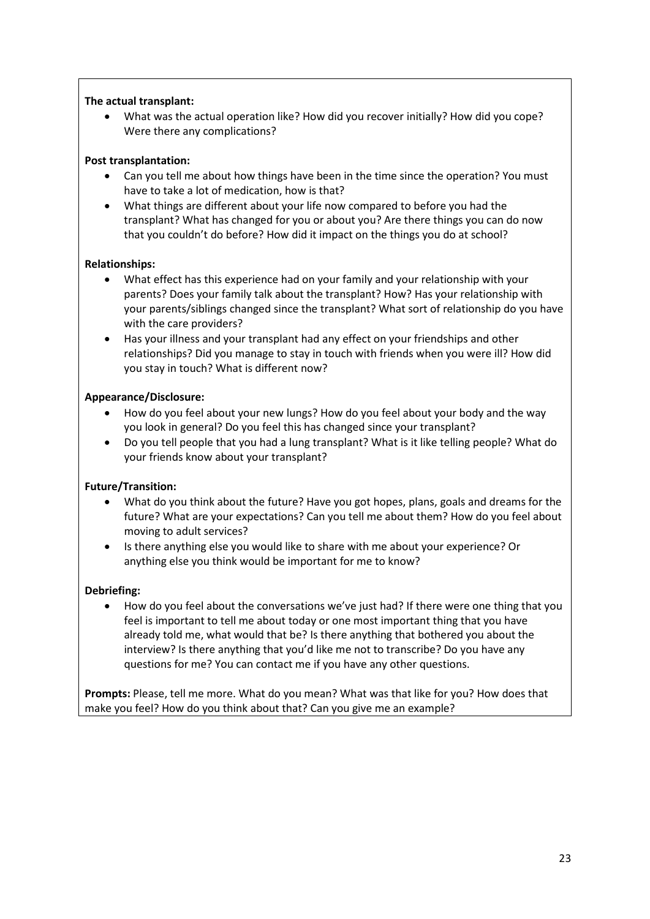**The actual transplant:**

- What was the actual operation like? How did you recover initially? How did you cope? Were there any complications?

**Post transplantation:**

- Can you tell me about how things have been in the time since the operation? You must have to take a lot of medication, how is that?
- What things are different about your life now compared to before you had the transplant? What has changed for you or about you? Are there things you can do now that you couldn't do before? How did it impact on the things you do at school?

**Relationships:**

- What effect has this experience had on your family and your relationship with your parents? Does your family talk about the transplant? How? Has your relationship with your parents/siblings changed since the transplant? What sort of relationship do you have with the care providers?
- Has your illness and your transplant had any effect on your friendships and other relationships? Did you manage to stay in touch with friends when you were ill? How did you stay in touch? What is different now?

**Appearance/Disclosure:**

- How do you feel about your new lungs? How do you feel about your body and the way you look in general? Do you feel this has changed since your transplant?
- Do you tell people that you had a lung transplant? What is it like telling people? What do your friends know about your transplant?

**Future/Transition:**

- What do you think about the future? Have you got hopes, plans, goals and dreams for the future? What are your expectations? Can you tell me about them? How do you feel about moving to adult services?
- Is there anything else you would like to share with me about your experience? Or anything else you think would be important for me to know?

**Debriefing:**

- How do you feel about the conversations we've just had? If there were one thing that you feel is important to tell me about today or one most important thing that you have already told me, what would that be? Is there anything that bothered you about the interview? Is there anything that you'd like me not to transcribe? Do you have any questions for me? You can contact me if you have any other questions.

**Prompts:** Please, tell me more. What do you mean? What was that like for you? How does that make you feel? How do you think about that? Can you give me an example?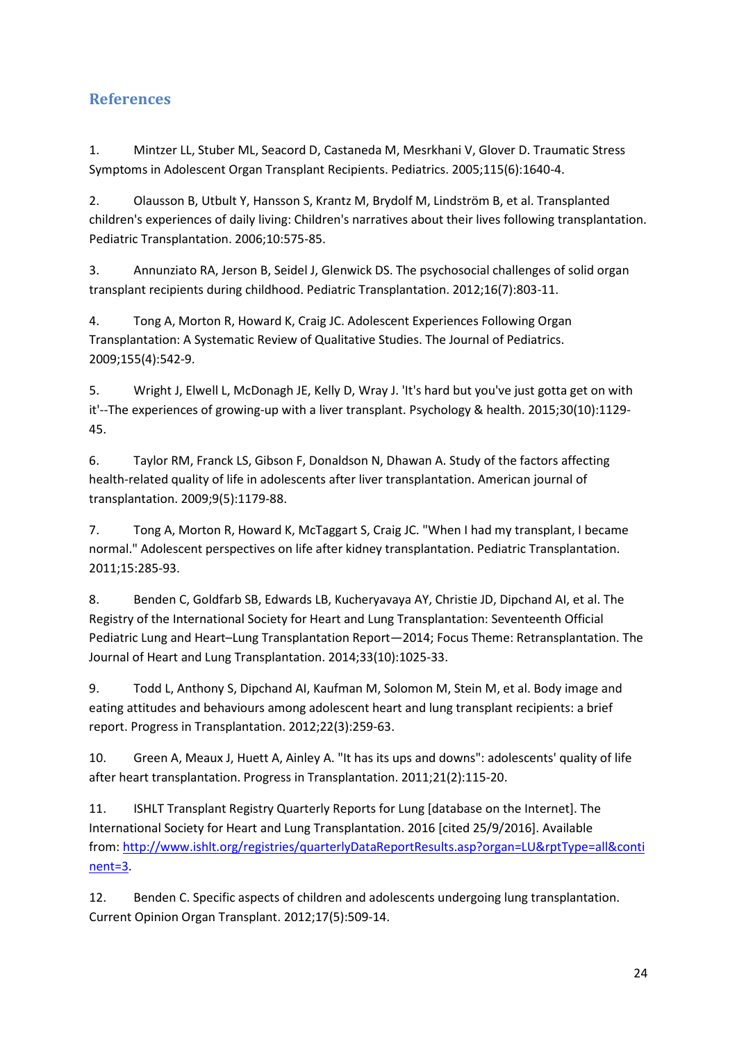## References

1. Mintzer LL, Stuber ML, Seacord D, Castaneda M, Mesrkhani V, Glover D. Traumatic Stress Symptoms in Adolescent Organ Transplant Recipients. Pediatrics. 2005;115(6):1640-4.

2. Olausson B, Utbult Y, Hansson S, Krantz M, Brydolf M, Lindström B, et al. Transplanted children's experiences of daily living: Children's narratives about their lives following transplantation. Pediatric Transplantation. 2006;10:575-85.

3. Annunziato RA, Jerson B, Seidel J, Glenwick DS. The psychosocial challenges of solid organ transplant recipients during childhood. Pediatric Transplantation. 2012;16(7):803-11.

4. Tong A, Morton R, Howard K, Craig JC. Adolescent Experiences Following Organ Transplantation: A Systematic Review of Qualitative Studies. The Journal of Pediatrics. 2009;155(4):542-9.

5. Wright J, Elwell L, McDonagh JE, Kelly D, Wray J. 'It's hard but you've just gotta get on with it'--The experiences of growing-up with a liver transplant. Psychology & health. 2015;30(10):1129-45.

6. Taylor RM, Franck LS, Gibson F, Donaldson N, Dhawan A. Study of the factors affecting health-related quality of life in adolescents after liver transplantation. American journal of transplantation. 2009;9(5):1179-88.

7. Tong A, Morton R, Howard K, McTaggart S, Craig JC. "When I had my transplant, I became normal." Adolescent perspectives on life after kidney transplantation. Pediatric Transplantation. 2011;15:285-93.

8. Benden C, Goldfarb SB, Edwards LB, Kucheryavaya AY, Christie JD, Dipchand AI, et al. The Registry of the International Society for Heart and Lung Transplantation: Seventeenth Official Pediatric Lung and Heart–Lung Transplantation Report—2014; Focus Theme: Retransplantation. The Journal of Heart and Lung Transplantation. 2014;33(10):1025-33.

9. Todd L, Anthony S, Dipchand AI, Kaufman M, Solomon M, Stein M, et al. Body image and eating attitudes and behaviours among adolescent heart and lung transplant recipients: a brief report. Progress in Transplantation. 2012;22(3):259-63.

10. Green A, Meaux J, Huett A, Ainley A. "It has its ups and downs": adolescents' quality of life after heart transplantation. Progress in Transplantation. 2011;21(2):115-20.

11. ISHLT Transplant Registry Quarterly Reports for Lung [database on the Internet]. The International Society for Heart and Lung Transplantation. 2016 [cited 25/9/2016]. Available from: http://www.ishlt.org/registries/quarterlyDataReportResults.asp?organ=LU&rptType=all&continent=3.

12. Benden C. Specific aspects of children and adolescents undergoing lung transplantation. Current Opinion Organ Transplant. 2012;17(5):509-14.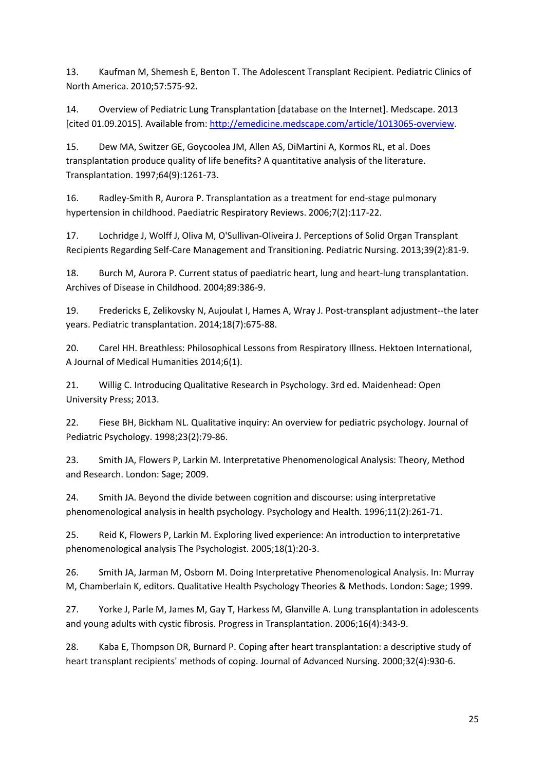13. Kaufman M, Shemesh E, Benton T. The Adolescent Transplant Recipient. Pediatric Clinics of North America. 2010;57:575-92.

14. Overview of Pediatric Lung Transplantation [database on the Internet]. Medscape. 2013 [cited 01.09.2015]. Available from: http://emedicine.medscape.com/article/1013065-overview.

15. Dew MA, Switzer GE, Goycoolea JM, Allen AS, DiMartini A, Kormos RL, et al. Does transplantation produce quality of life benefits? A quantitative analysis of the literature. Transplantation. 1997;64(9):1261-73.

16. Radley-Smith R, Aurora P. Transplantation as a treatment for end-stage pulmonary hypertension in childhood. Paediatric Respiratory Reviews. 2006;7(2):117-22.

17. Lochridge J, Wolff J, Oliva M, O'Sullivan-Oliveira J. Perceptions of Solid Organ Transplant Recipients Regarding Self-Care Management and Transitioning. Pediatric Nursing. 2013;39(2):81-9.

18. Burch M, Aurora P. Current status of paediatric heart, lung and heart-lung transplantation. Archives of Disease in Childhood. 2004;89:386-9.

19. Fredericks E, Zelikovsky N, Aujoulat I, Hames A, Wray J. Post-transplant adjustment--the later years. Pediatric transplantation. 2014;18(7):675-88.

20. Carel HH. Breathless: Philosophical Lessons from Respiratory Illness. Hektoen International, A Journal of Medical Humanities 2014;6(1).

21. Willig C. Introducing Qualitative Research in Psychology. 3rd ed. Maidenhead: Open University Press; 2013.

22. Fiese BH, Bickham NL. Qualitative inquiry: An overview for pediatric psychology. Journal of Pediatric Psychology. 1998;23(2):79-86.

23. Smith JA, Flowers P, Larkin M. Interpretative Phenomenological Analysis: Theory, Method and Research. London: Sage; 2009.

24. Smith JA. Beyond the divide between cognition and discourse: using interpretative phenomenological analysis in health psychology. Psychology and Health. 1996;11(2):261-71.

25. Reid K, Flowers P, Larkin M. Exploring lived experience: An introduction to interpretative phenomenological analysis The Psychologist. 2005;18(1):20-3.

26. Smith JA, Jarman M, Osborn M. Doing Interpretative Phenomenological Analysis. In: Murray M, Chamberlain K, editors. Qualitative Health Psychology Theories & Methods. London: Sage; 1999.

27. Yorke J, Parle M, James M, Gay T, Harkess M, Glanville A. Lung transplantation in adolescents and young adults with cystic fibrosis. Progress in Transplantation. 2006;16(4):343-9.

28. Kaba E, Thompson DR, Burnard P. Coping after heart transplantation: a descriptive study of heart transplant recipients' methods of coping. Journal of Advanced Nursing. 2000;32(4):930-6.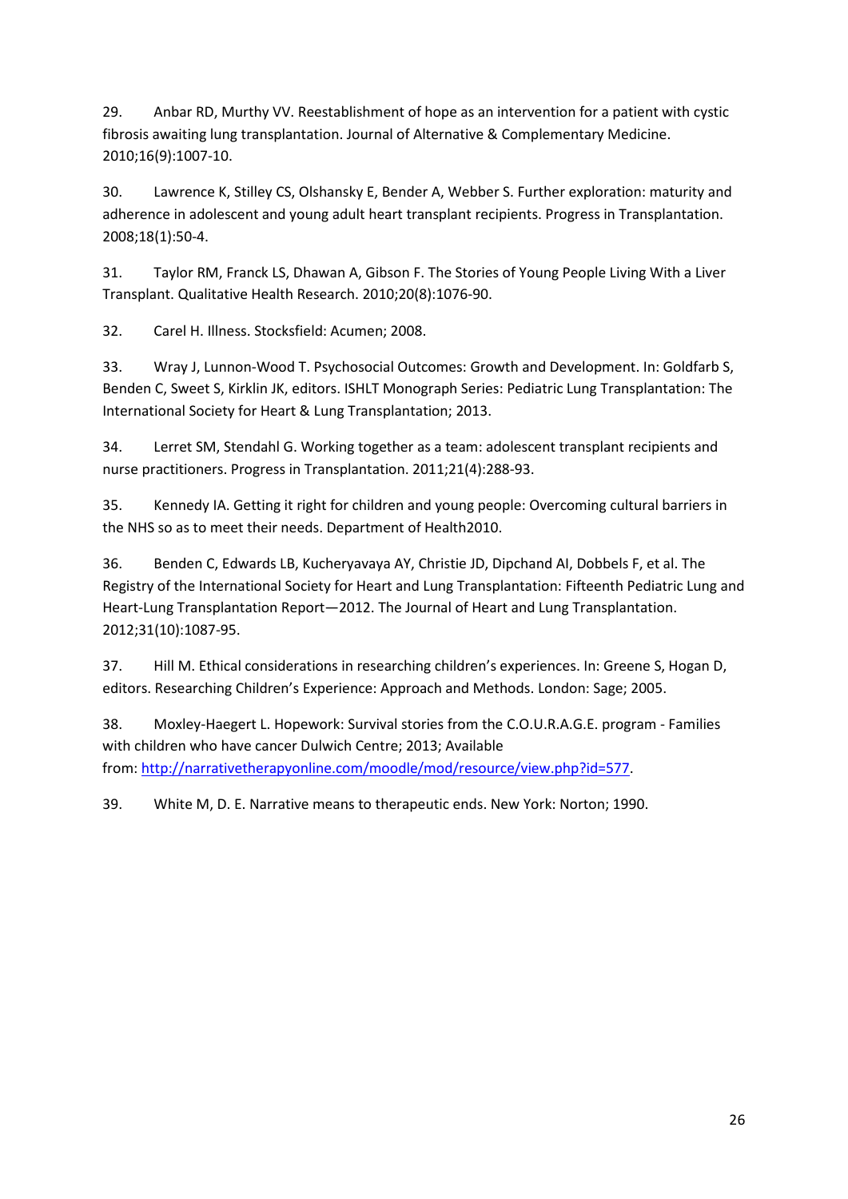29. Anbar RD, Murthy VV. Reestablishment of hope as an intervention for a patient with cystic fibrosis awaiting lung transplantation. Journal of Alternative & Complementary Medicine. 2010;16(9):1007-10.

30. Lawrence K, Stilley CS, Olshansky E, Bender A, Webber S. Further exploration: maturity and adherence in adolescent and young adult heart transplant recipients. Progress in Transplantation. 2008;18(1):50-4.

31. Taylor RM, Franck LS, Dhawan A, Gibson F. The Stories of Young People Living With a Liver Transplant. Qualitative Health Research. 2010;20(8):1076-90.

32. Carel H. Illness. Stocksfield: Acumen; 2008.

33. Wray J, Lunnon-Wood T. Psychosocial Outcomes: Growth and Development. In: Goldfarb S, Benden C, Sweet S, Kirklin JK, editors. ISHLT Monograph Series: Pediatric Lung Transplantation: The International Society for Heart & Lung Transplantation; 2013.

34. Lerret SM, Stendahl G. Working together as a team: adolescent transplant recipients and nurse practitioners. Progress in Transplantation. 2011;21(4):288-93.

35. Kennedy IA. Getting it right for children and young people: Overcoming cultural barriers in the NHS so as to meet their needs. Department of Health2010.

36. Benden C, Edwards LB, Kucheryavaya AY, Christie JD, Dipchand AI, Dobbels F, et al. The Registry of the International Society for Heart and Lung Transplantation: Fifteenth Pediatric Lung and Heart-Lung Transplantation Report—2012. The Journal of Heart and Lung Transplantation. 2012;31(10):1087-95.

37. Hill M. Ethical considerations in researching children's experiences. In: Greene S, Hogan D, editors. Researching Children's Experience: Approach and Methods. London: Sage; 2005.

38. Moxley-Haegert L. Hopework: Survival stories from the C.O.U.R.A.G.E. program - Families with children who have cancer Dulwich Centre; 2013; Available from: http://narrativetherapyonline.com/moodle/mod/resource/view.php?id=577.

39. White M, D. E. Narrative means to therapeutic ends. New York: Norton; 1990.